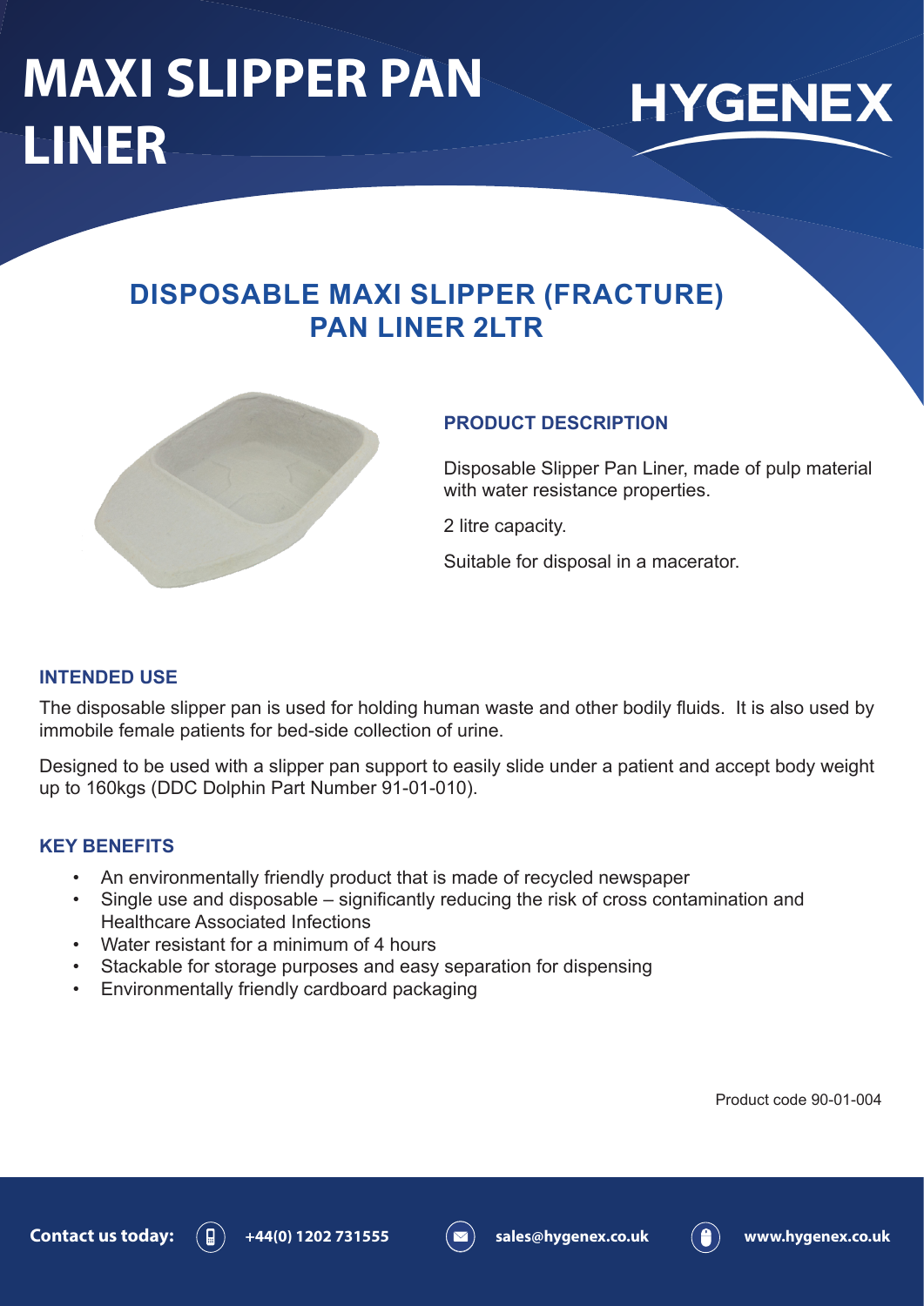# MAXI SLIPPER PAN LINER

HYGENEX

## DISPOSABLE MAXI SLIPPER (FRACTURE) PAN LINER 2LTR

### PRODUCT DESCRIPTION

Disposable Slipper Pan Liner, made of pulp material with water resistance properties.

2 litre capacity.

Suitable for disposal in a macerator.

### INTENDED USE

The disposable slipper pan is used for holding human waste and other bodily fluids. It is also used by immobile female patients for bed-side collection of urine.

Designed to be used with a slipper pan support to easily slide under a patient and accept body weight up to 160kgs (DDC Dolphin Part Number 91-01-010).

### KEY BENEFITS

- An environmentally friendly product that is made of recycled newspaper
- Single use and disposable – significantly reducing the risk of cross contamination and Healthcare Associated Infections
- Water resistant for a minimum of 4 hours
- Stackable for storage purposes and easy separation for dispensing
- Environmentally friendly cardboard packaging

Product code 90-01-004

**Contact us today:** +44(0) 1202 731555 sales@hygenex.co.uk www.hygenex.co.uk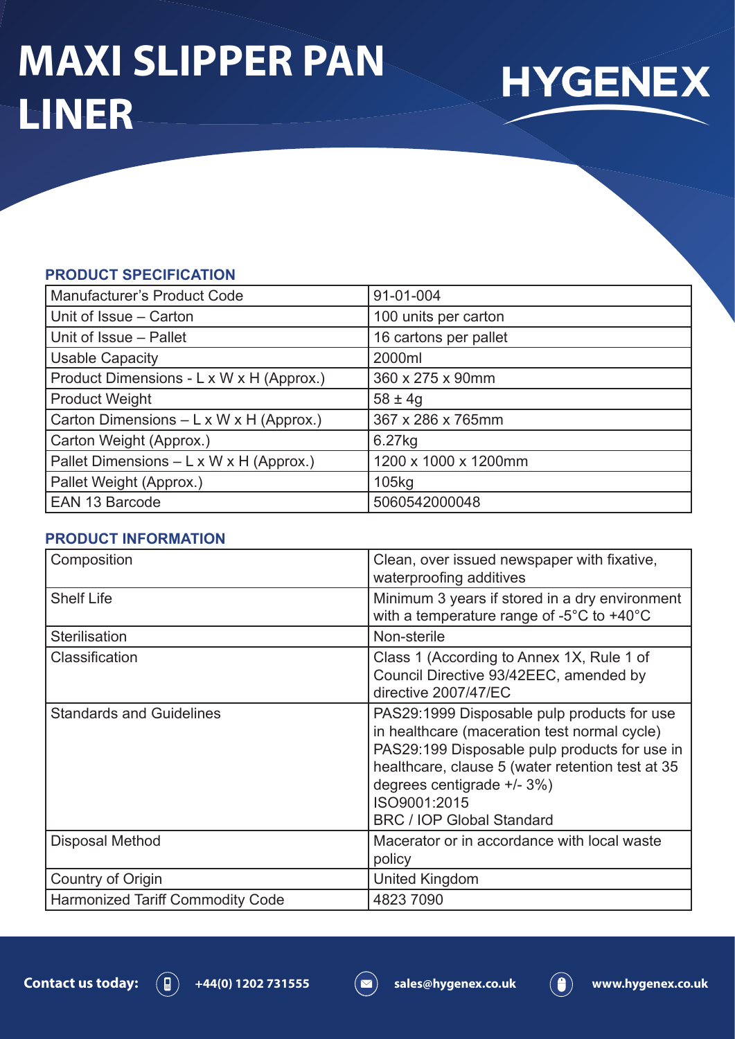# MAXI SLIPPER PAN LINER

HYGENEX

## PRODUCT SPECIFICATION

| | |
|---|---|
| Manufacturer's Product Code | 91-01-004 |
| Unit of Issue – Carton | 100 units per carton |
| Unit of Issue – Pallet | 16 cartons per pallet |
| Usable Capacity | 2000ml |
| Product Dimensions - L x W x H (Approx.) | 360 x 275 x 90mm |
| Product Weight | 58 ± 4g |
| Carton Dimensions – L x W x H (Approx.) | 367 x 286 x 765mm |
| Carton Weight (Approx.) | 6.27kg |
| Pallet Dimensions – L x W x H (Approx.) | 1200 x 1000 x 1200mm |
| Pallet Weight (Approx.) | 105kg |
| EAN 13 Barcode | 5060542000048 |

## PRODUCT INFORMATION

| | |
|---|---|
| Composition | Clean, over issued newspaper with fixative, waterproofing additives |
| Shelf Life | Minimum 3 years if stored in a dry environment with a temperature range of -5°C to +40°C |
| Sterilisation | Non-sterile |
| Classification | Class 1 (According to Annex 1X, Rule 1 of Council Directive 93/42EEC, amended by directive 2007/47/EC |
| Standards and Guidelines | PAS29:1999 Disposable pulp products for use in healthcare (maceration test normal cycle) PAS29:199 Disposable pulp products for use in healthcare, clause 5 (water retention test at 35 degrees centigrade +/- 3%) ISO9001:2015 BRC / IOP Global Standard |
| Disposal Method | Macerator or in accordance with local waste policy |
| Country of Origin | United Kingdom |
| Harmonized Tariff Commodity Code | 4823 7090 |

**Contact us today:** +44(0) 1202 731555 sales@hygenex.co.uk www.hygenex.co.uk